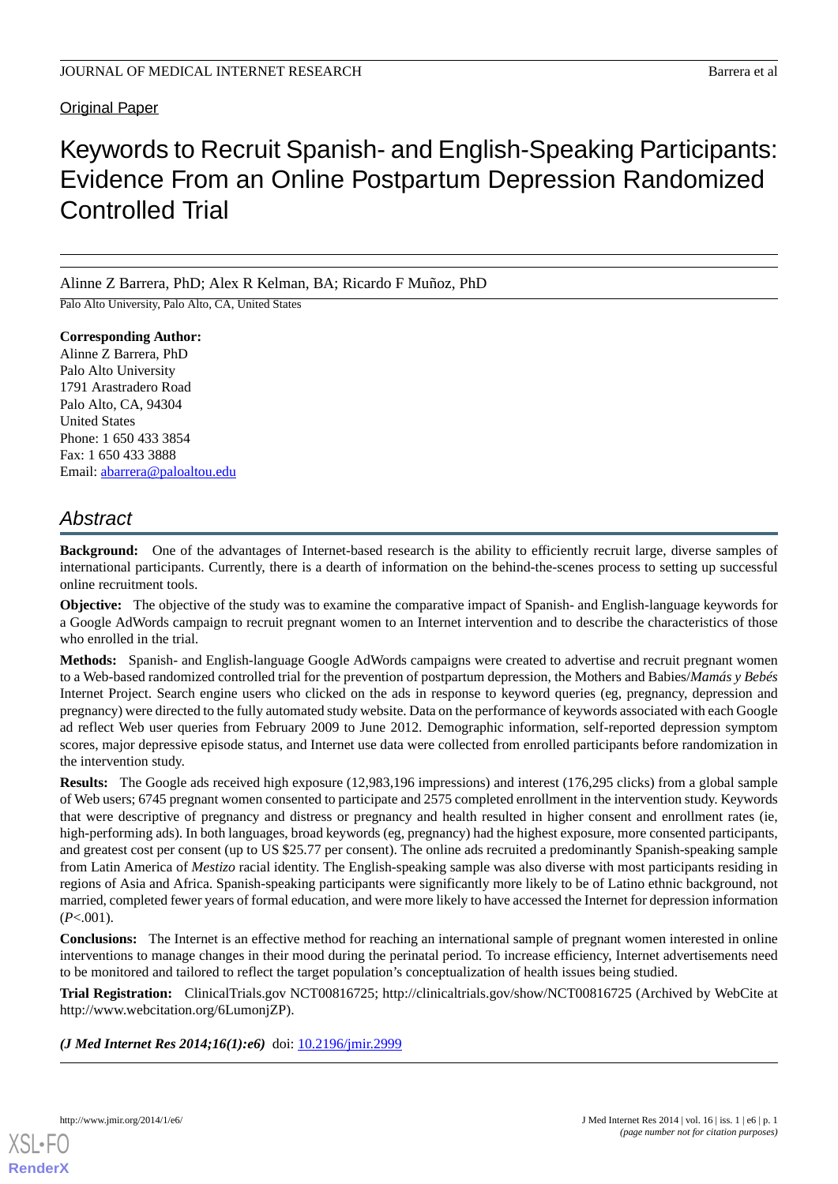Original Paper

# Keywords to Recruit Spanish- and English-Speaking Participants: Evidence From an Online Postpartum Depression Randomized Controlled Trial

Alinne Z Barrera, PhD; Alex R Kelman, BA; Ricardo F Muñoz, PhD

Palo Alto University, Palo Alto, CA, United States

**Corresponding Author:**
Alinne Z Barrera, PhD
Palo Alto University
1791 Arastradero Road
Palo Alto, CA, 94304
United States
Phone: 1 650 433 3854
Fax: 1 650 433 3888
Email: abarrera@paloaltou.edu

## Abstract

**Background:** One of the advantages of Internet-based research is the ability to efficiently recruit large, diverse samples of international participants. Currently, there is a dearth of information on the behind-the-scenes process to setting up successful online recruitment tools.

**Objective:** The objective of the study was to examine the comparative impact of Spanish- and English-language keywords for a Google AdWords campaign to recruit pregnant women to an Internet intervention and to describe the characteristics of those who enrolled in the trial.

**Methods:** Spanish- and English-language Google AdWords campaigns were created to advertise and recruit pregnant women to a Web-based randomized controlled trial for the prevention of postpartum depression, the Mothers and Babies/*Mamás y Bebés* Internet Project. Search engine users who clicked on the ads in response to keyword queries (eg, pregnancy, depression and pregnancy) were directed to the fully automated study website. Data on the performance of keywords associated with each Google ad reflect Web user queries from February 2009 to June 2012. Demographic information, self-reported depression symptom scores, major depressive episode status, and Internet use data were collected from enrolled participants before randomization in the intervention study.

**Results:** The Google ads received high exposure (12,983,196 impressions) and interest (176,295 clicks) from a global sample of Web users; 6745 pregnant women consented to participate and 2575 completed enrollment in the intervention study. Keywords that were descriptive of pregnancy and distress or pregnancy and health resulted in higher consent and enrollment rates (ie, high-performing ads). In both languages, broad keywords (eg, pregnancy) had the highest exposure, more consented participants, and greatest cost per consent (up to US $25.77 per consent). The online ads recruited a predominantly Spanish-speaking sample from Latin America of *Mestizo* racial identity. The English-speaking sample was also diverse with most participants residing in regions of Asia and Africa. Spanish-speaking participants were significantly more likely to be of Latino ethnic background, not married, completed fewer years of formal education, and were more likely to have accessed the Internet for depression information ($P<.001$).

**Conclusions:** The Internet is an effective method for reaching an international sample of pregnant women interested in online interventions to manage changes in their mood during the perinatal period. To increase efficiency, Internet advertisements need to be monitored and tailored to reflect the target population's conceptualization of health issues being studied.

**Trial Registration:** ClinicalTrials.gov NCT00816725; http://clinicaltrials.gov/show/NCT00816725 (Archived by WebCite at http://www.webcitation.org/6LumonjZP).

***(J Med Internet Res 2014;16(1):e6)*** doi: 10.2196/jmir.2999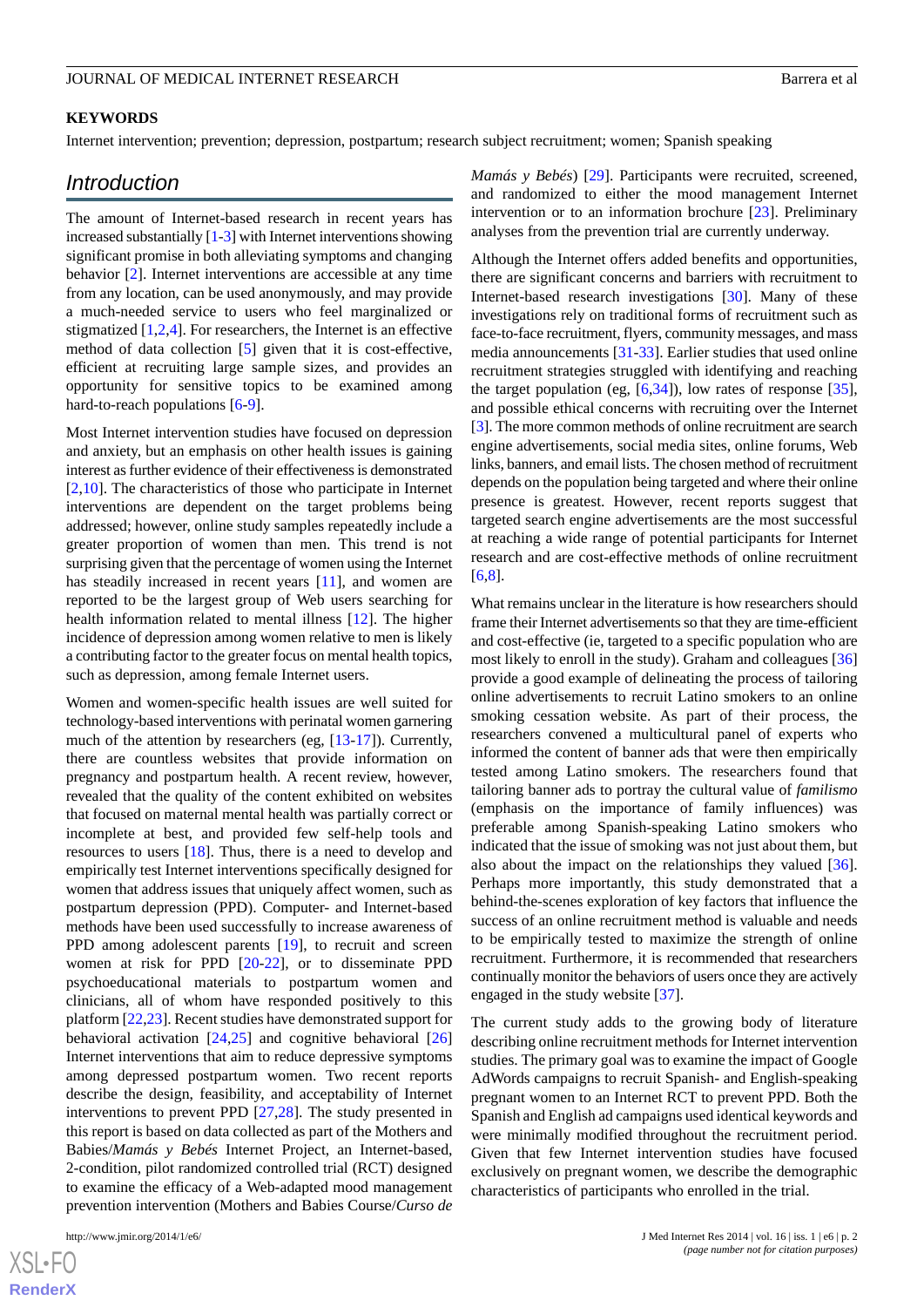**KEYWORDS**

Internet intervention; prevention; depression, postpartum; research subject recruitment; women; Spanish speaking

## Introduction

The amount of Internet-based research in recent years has increased substantially [1-3] with Internet interventions showing significant promise in both alleviating symptoms and changing behavior [2]. Internet interventions are accessible at any time from any location, can be used anonymously, and may provide a much-needed service to users who feel marginalized or stigmatized [1,2,4]. For researchers, the Internet is an effective method of data collection [5] given that it is cost-effective, efficient at recruiting large sample sizes, and provides an opportunity for sensitive topics to be examined among hard-to-reach populations [6-9].

Most Internet intervention studies have focused on depression and anxiety, but an emphasis on other health issues is gaining interest as further evidence of their effectiveness is demonstrated [2,10]. The characteristics of those who participate in Internet interventions are dependent on the target problems being addressed; however, online study samples repeatedly include a greater proportion of women than men. This trend is not surprising given that the percentage of women using the Internet has steadily increased in recent years [11], and women are reported to be the largest group of Web users searching for health information related to mental illness [12]. The higher incidence of depression among women relative to men is likely a contributing factor to the greater focus on mental health topics, such as depression, among female Internet users.

Women and women-specific health issues are well suited for technology-based interventions with perinatal women garnering much of the attention by researchers (eg, [13-17]). Currently, there are countless websites that provide information on pregnancy and postpartum health. A recent review, however, revealed that the quality of the content exhibited on websites that focused on maternal mental health was partially correct or incomplete at best, and provided few self-help tools and resources to users [18]. Thus, there is a need to develop and empirically test Internet interventions specifically designed for women that address issues that uniquely affect women, such as postpartum depression (PPD). Computer- and Internet-based methods have been used successfully to increase awareness of PPD among adolescent parents [19], to recruit and screen women at risk for PPD [20-22], or to disseminate PPD psychoeducational materials to postpartum women and clinicians, all of whom have responded positively to this platform [22,23]. Recent studies have demonstrated support for behavioral activation [24,25] and cognitive behavioral [26] Internet interventions that aim to reduce depressive symptoms among depressed postpartum women. Two recent reports describe the design, feasibility, and acceptability of Internet interventions to prevent PPD [27,28]. The study presented in this report is based on data collected as part of the Mothers and Babies/*Mamás y Bebés* Internet Project, an Internet-based, 2-condition, pilot randomized controlled trial (RCT) designed to examine the efficacy of a Web-adapted mood management prevention intervention (Mothers and Babies Course/*Curso de Mamás y Bebés*) [29]. Participants were recruited, screened, and randomized to either the mood management Internet intervention or to an information brochure [23]. Preliminary analyses from the prevention trial are currently underway.

Although the Internet offers added benefits and opportunities, there are significant concerns and barriers with recruitment to Internet-based research investigations [30]. Many of these investigations rely on traditional forms of recruitment such as face-to-face recruitment, flyers, community messages, and mass media announcements [31-33]. Earlier studies that used online recruitment strategies struggled with identifying and reaching the target population (eg, [6,34]), low rates of response [35], and possible ethical concerns with recruiting over the Internet [3]. The more common methods of online recruitment are search engine advertisements, social media sites, online forums, Web links, banners, and email lists. The chosen method of recruitment depends on the population being targeted and where their online presence is greatest. However, recent reports suggest that targeted search engine advertisements are the most successful at reaching a wide range of potential participants for Internet research and are cost-effective methods of online recruitment [6,8].

What remains unclear in the literature is how researchers should frame their Internet advertisements so that they are time-efficient and cost-effective (ie, targeted to a specific population who are most likely to enroll in the study). Graham and colleagues [36] provide a good example of delineating the process of tailoring online advertisements to recruit Latino smokers to an online smoking cessation website. As part of their process, the researchers convened a multicultural panel of experts who informed the content of banner ads that were then empirically tested among Latino smokers. The researchers found that tailoring banner ads to portray the cultural value of *familismo* (emphasis on the importance of family influences) was preferable among Spanish-speaking Latino smokers who indicated that the issue of smoking was not just about them, but also about the impact on the relationships they valued [36]. Perhaps more importantly, this study demonstrated that a behind-the-scenes exploration of key factors that influence the success of an online recruitment method is valuable and needs to be empirically tested to maximize the strength of online recruitment. Furthermore, it is recommended that researchers continually monitor the behaviors of users once they are actively engaged in the study website [37].

The current study adds to the growing body of literature describing online recruitment methods for Internet intervention studies. The primary goal was to examine the impact of Google AdWords campaigns to recruit Spanish- and English-speaking pregnant women to an Internet RCT to prevent PPD. Both the Spanish and English ad campaigns used identical keywords and were minimally modified throughout the recruitment period. Given that few Internet intervention studies have focused exclusively on pregnant women, we describe the demographic characteristics of participants who enrolled in the trial.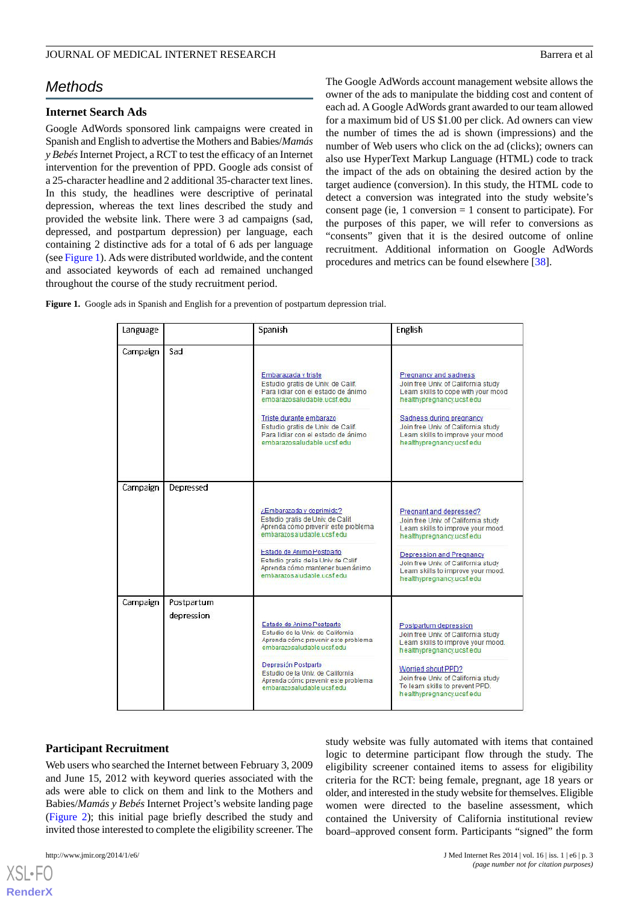## Methods

### Internet Search Ads

Google AdWords sponsored link campaigns were created in Spanish and English to advertise the Mothers and Babies/*Mamás y Bebés* Internet Project, a RCT to test the efficacy of an Internet intervention for the prevention of PPD. Google ads consist of a 25-character headline and 2 additional 35-character text lines. In this study, the headlines were descriptive of perinatal depression, whereas the text lines described the study and provided the website link. There were 3 ad campaigns (sad, depressed, and postpartum depression) per language, each containing 2 distinctive ads for a total of 6 ads per language (see Figure 1). Ads were distributed worldwide, and the content and associated keywords of each ad remained unchanged throughout the course of the study recruitment period.

The Google AdWords account management website allows the owner of the ads to manipulate the bidding cost and content of each ad. A Google AdWords grant awarded to our team allowed for a maximum bid of US $1.00 per click. Ad owners can view the number of times the ad is shown (impressions) and the number of Web users who click on the ad (clicks); owners can also use HyperText Markup Language (HTML) code to track the impact of the ads on obtaining the desired action by the target audience (conversion). In this study, the HTML code to detect a conversion was integrated into the study website's consent page (ie, 1 conversion = 1 consent to participate). For the purposes of this paper, we will refer to conversions as "consents" given that it is the desired outcome of online recruitment. Additional information on Google AdWords procedures and metrics can be found elsewhere [38].

**Figure 1.** Google ads in Spanish and English for a prevention of postpartum depression trial.

| Language | | Spanish | English |
|---|---|---|---|
| Campaign | Sad | Embarazada y triste<br>Estudio gratis de Univ. de Calif.<br>Para lidiar con el estado de ánimo<br>embarazosaludable.ucsf.edu<br><br>Triste durante embarazo<br>Estudio gratis de Univ. de Calif.<br>Para lidiar con el estado de ánimo<br>embarazosaludable.ucsf.edu | Pregnancy and sadness<br>Join free Univ. of California study<br>Learn skills to cope with your mood<br>healthypregnancy.ucsf.edu<br><br>Sadness during pregnancy<br>Join free Univ. of California study<br>Learn skills to improve your mood<br>healthypregnancy.ucsf.edu |
| Campaign | Depressed | ¿Embarazada y deprimida?<br>Estudio gratis de Univ. de Calif.<br>Aprenda cómo prevenir este problema<br>embarazosaludable.ucsf.edu<br><br>Estado de Ánimo Postparto<br>Estudio gratis de la Univ. de Calif.<br>Aprenda cómo mantener buen ánimo<br>embarazosaludable.ucsf.edu | Pregnant and depressed?<br>Join free Univ. of California study<br>Learn skills to improve your mood.<br>healthypregnancy.ucsf.edu<br><br>Depression and Pregnancy<br>Join free Univ. of California study<br>Learn skills to improve your mood.<br>healthypregnancy.ucsf.edu |
| Campaign | Postpartum depression | Estado de Ánimo Postparto<br>Estudio de la Univ. de California<br>Aprenda cómo prevenir este problema<br>embarazosaludable.ucsf.edu<br><br>Depresión Postparto<br>Estudio de la Univ. de California<br>Aprenda cómo prevenir este problema<br>embarazosaludable.ucsf.edu | Postpartum depression<br>Join free Univ. of California study<br>Learn skills to improve your mood.<br>healthypregnancy.ucsf.edu<br><br>Worried about PPD?<br>Join free Univ. of California study<br>To learn skills to prevent PPD.<br>healthypregnancy.ucsf.edu |

### Participant Recruitment

Web users who searched the Internet between February 3, 2009 and June 15, 2012 with keyword queries associated with the ads were able to click on them and link to the Mothers and Babies/*Mamás y Bebés* Internet Project's website landing page (Figure 2); this initial page briefly described the study and invited those interested to complete the eligibility screener. The study website was fully automated with items that contained logic to determine participant flow through the study. The eligibility screener contained items to assess for eligibility criteria for the RCT: being female, pregnant, age 18 years or older, and interested in the study website for themselves. Eligible women were directed to the baseline assessment, which contained the University of California institutional review board–approved consent form. Participants "signed" the form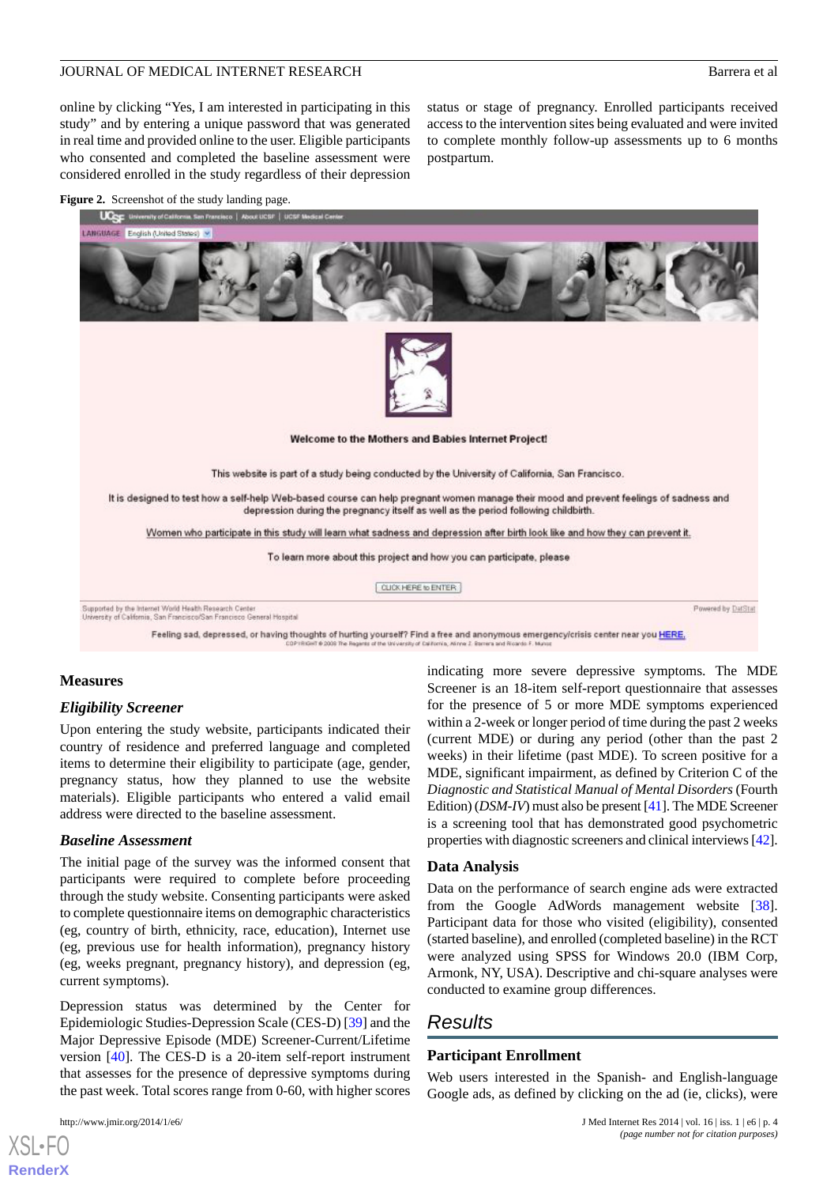online by clicking "Yes, I am interested in participating in this study" and by entering a unique password that was generated in real time and provided online to the user. Eligible participants who consented and completed the baseline assessment were considered enrolled in the study regardless of their depression status or stage of pregnancy. Enrolled participants received access to the intervention sites being evaluated and were invited to complete monthly follow-up assessments up to 6 months postpartum.

**Figure 2.** Screenshot of the study landing page.

### Measures

#### *Eligibility Screener*

Upon entering the study website, participants indicated their country of residence and preferred language and completed items to determine their eligibility to participate (age, gender, pregnancy status, how they planned to use the website materials). Eligible participants who entered a valid email address were directed to the baseline assessment.

#### *Baseline Assessment*

The initial page of the survey was the informed consent that participants were required to complete before proceeding through the study website. Consenting participants were asked to complete questionnaire items on demographic characteristics (eg, country of birth, ethnicity, race, education), Internet use (eg, previous use for health information), pregnancy history (eg, weeks pregnant, pregnancy history), and depression (eg, current symptoms).

Depression status was determined by the Center for Epidemiologic Studies-Depression Scale (CES-D) [39] and the Major Depressive Episode (MDE) Screener-Current/Lifetime version [40]. The CES-D is a 20-item self-report instrument that assesses for the presence of depressive symptoms during the past week. Total scores range from 0-60, with higher scores indicating more severe depressive symptoms. The MDE Screener is an 18-item self-report questionnaire that assesses for the presence of 5 or more MDE symptoms experienced within a 2-week or longer period of time during the past 2 weeks (current MDE) or during any period (other than the past 2 weeks) in their lifetime (past MDE). To screen positive for a MDE, significant impairment, as defined by Criterion C of the *Diagnostic and Statistical Manual of Mental Disorders* (Fourth Edition) (*DSM-IV*) must also be present [41]. The MDE Screener is a screening tool that has demonstrated good psychometric properties with diagnostic screeners and clinical interviews [42].

### Data Analysis

Data on the performance of search engine ads were extracted from the Google AdWords management website [38]. Participant data for those who visited (eligibility), consented (started baseline), and enrolled (completed baseline) in the RCT were analyzed using SPSS for Windows 20.0 (IBM Corp, Armonk, NY, USA). Descriptive and chi-square analyses were conducted to examine group differences.

## Results

### Participant Enrollment

Web users interested in the Spanish- and English-language Google ads, as defined by clicking on the ad (ie, clicks), were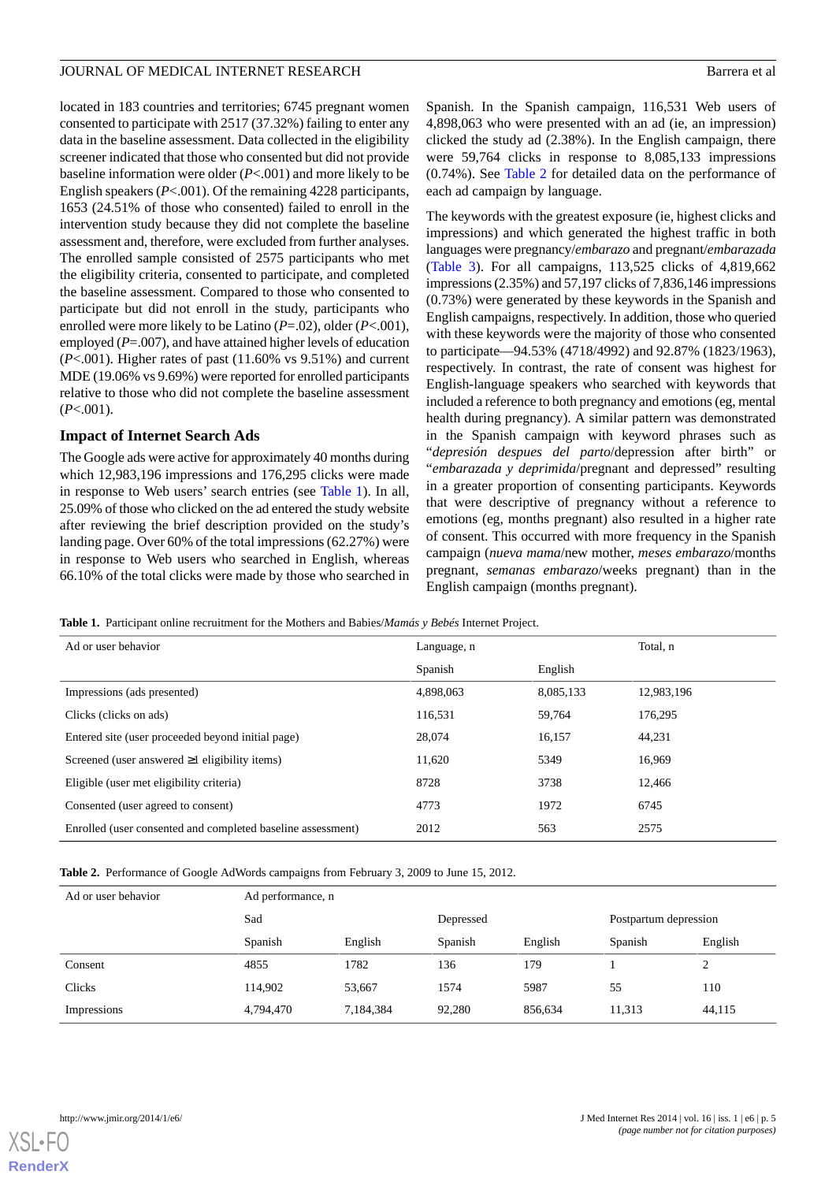located in 183 countries and territories; 6745 pregnant women consented to participate with 2517 (37.32%) failing to enter any data in the baseline assessment. Data collected in the eligibility screener indicated that those who consented but did not provide baseline information were older (*P*<.001) and more likely to be English speakers (*P*<.001). Of the remaining 4228 participants, 1653 (24.51% of those who consented) failed to enroll in the intervention study because they did not complete the baseline assessment and, therefore, were excluded from further analyses. The enrolled sample consisted of 2575 participants who met the eligibility criteria, consented to participate, and completed the baseline assessment. Compared to those who consented to participate but did not enroll in the study, participants who enrolled were more likely to be Latino (*P*=.02), older (*P*<.001), employed (*P*=.007), and have attained higher levels of education (*P*<.001). Higher rates of past (11.60% vs 9.51%) and current MDE (19.06% vs 9.69%) were reported for enrolled participants relative to those who did not complete the baseline assessment (*P*<.001).

## Impact of Internet Search Ads

The Google ads were active for approximately 40 months during which 12,983,196 impressions and 176,295 clicks were made in response to Web users' search entries (see Table 1). In all, 25.09% of those who clicked on the ad entered the study website after reviewing the brief description provided on the study's landing page. Over 60% of the total impressions (62.27%) were in response to Web users who searched in English, whereas 66.10% of the total clicks were made by those who searched in Spanish. In the Spanish campaign, 116,531 Web users of 4,898,063 who were presented with an ad (ie, an impression) clicked the study ad (2.38%). In the English campaign, there were 59,764 clicks in response to 8,085,133 impressions (0.74%). See Table 2 for detailed data on the performance of each ad campaign by language.

The keywords with the greatest exposure (ie, highest clicks and impressions) and which generated the highest traffic in both languages were pregnancy/*embarazo* and pregnant/*embarazada* (Table 3). For all campaigns, 113,525 clicks of 4,819,662 impressions (2.35%) and 57,197 clicks of 7,836,146 impressions (0.73%) were generated by these keywords in the Spanish and English campaigns, respectively. In addition, those who queried with these keywords were the majority of those who consented to participate—94.53% (4718/4992) and 92.87% (1823/1963), respectively. In contrast, the rate of consent was highest for English-language speakers who searched with keywords that included a reference to both pregnancy and emotions (eg, mental health during pregnancy). A similar pattern was demonstrated in the Spanish campaign with keyword phrases such as "*depresión despues del parto*/depression after birth" or "*embarazada y deprimida*/pregnant and depressed" resulting in a greater proportion of consenting participants. Keywords that were descriptive of pregnancy without a reference to emotions (eg, months pregnant) also resulted in a higher rate of consent. This occurred with more frequency in the Spanish campaign (*nueva mama*/new mother, *meses embarazo*/months pregnant, *semanas embarazo*/weeks pregnant) than in the English campaign (months pregnant).

**Table 1.** Participant online recruitment for the Mothers and Babies/*Mamás y Bebés* Internet Project.

| Ad or user behavior | Language, n | | Total, n |
|---|---|---|---|
| | Spanish | English | |
| Impressions (ads presented) | 4,898,063 | 8,085,133 | 12,983,196 |
| Clicks (clicks on ads) | 116,531 | 59,764 | 176,295 |
| Entered site (user proceeded beyond initial page) | 28,074 | 16,157 | 44,231 |
| Screened (user answered ≥1 eligibility items) | 11,620 | 5349 | 16,969 |
| Eligible (user met eligibility criteria) | 8728 | 3738 | 12,466 |
| Consented (user agreed to consent) | 4773 | 1972 | 6745 |
| Enrolled (user consented and completed baseline assessment) | 2012 | 563 | 2575 |

**Table 2.** Performance of Google AdWords campaigns from February 3, 2009 to June 15, 2012.

| Ad or user behavior | Ad performance, n | | | | | |
|---|---|---|---|---|---|---|
| | Sad | | Depressed | | Postpartum depression | |
| | Spanish | English | Spanish | English | Spanish | English |
| Consent | 4855 | 1782 | 136 | 179 | 1 | 2 |
| Clicks | 114,902 | 53,667 | 1574 | 5987 | 55 | 110 |
| Impressions | 4,794,470 | 7,184,384 | 92,280 | 856,634 | 11,313 | 44,115 |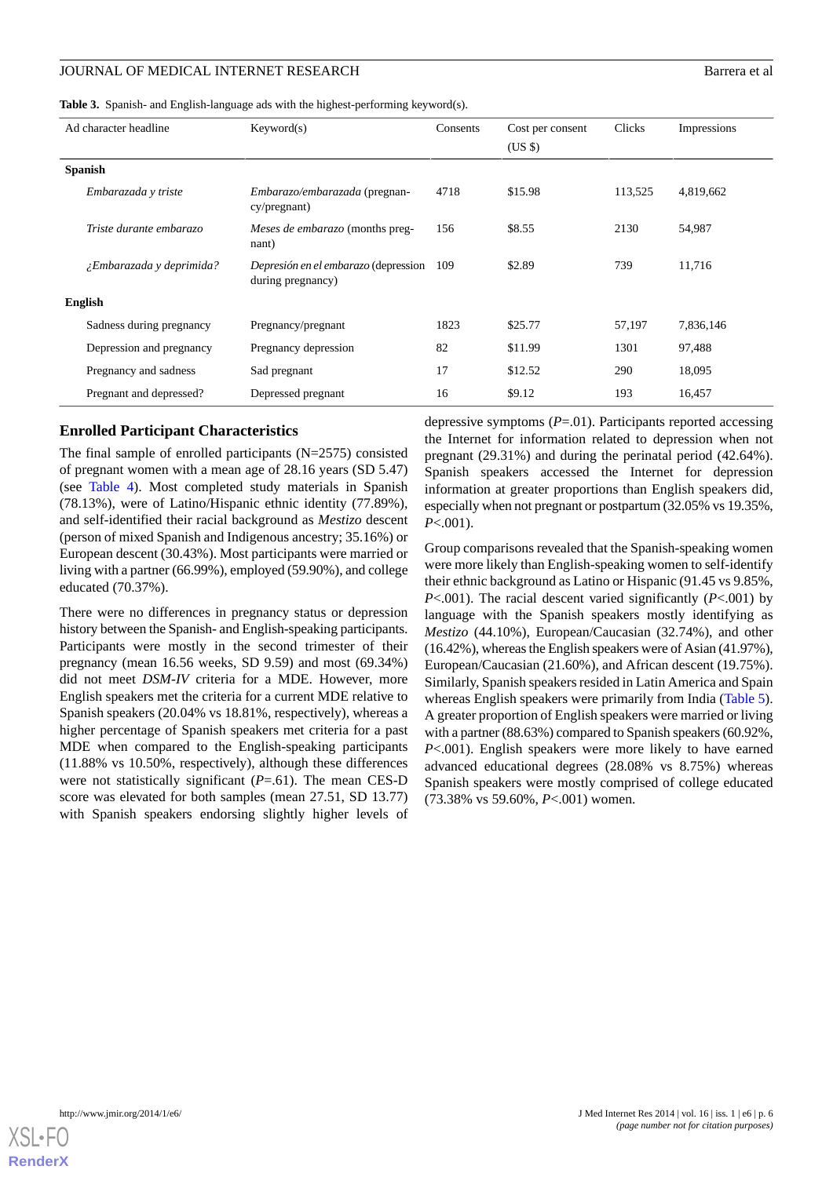**Table 3.** Spanish- and English-language ads with the highest-performing keyword(s).

| Ad character headline | Keyword(s) | Consents | Cost per consent (US $) | Clicks | Impressions |
|---|---|---|---|---|---|
| **Spanish** | | | | | |
| *Embarazada y triste* | *Embarazo/embarazada* (pregnancy/pregnant) | 4718 | $15.98 | 113,525 | 4,819,662 |
| *Triste durante embarazo* | *Meses de embarazo* (months pregnant) | 156 | $8.55 | 2130 | 54,987 |
| *¿Embarazada y deprimida?* | *Depresión en el embarazo* (depression during pregnancy) | 109 | $2.89 | 739 | 11,716 |
| **English** | | | | | |
| Sadness during pregnancy | Pregnancy/pregnant | 1823 | $25.77 | 57,197 | 7,836,146 |
| Depression and pregnancy | Pregnancy depression | 82 | $11.99 | 1301 | 97,488 |
| Pregnancy and sadness | Sad pregnant | 17 | $12.52 | 290 | 18,095 |
| Pregnant and depressed? | Depressed pregnant | 16 | $9.12 | 193 | 16,457 |

## Enrolled Participant Characteristics

The final sample of enrolled participants (N=2575) consisted of pregnant women with a mean age of 28.16 years (SD 5.47) (see Table 4). Most completed study materials in Spanish (78.13%), were of Latino/Hispanic ethnic identity (77.89%), and self-identified their racial background as *Mestizo* descent (person of mixed Spanish and Indigenous ancestry; 35.16%) or European descent (30.43%). Most participants were married or living with a partner (66.99%), employed (59.90%), and college educated (70.37%).

There were no differences in pregnancy status or depression history between the Spanish- and English-speaking participants. Participants were mostly in the second trimester of their pregnancy (mean 16.56 weeks, SD 9.59) and most (69.34%) did not meet *DSM-IV* criteria for a MDE. However, more English speakers met the criteria for a current MDE relative to Spanish speakers (20.04% vs 18.81%, respectively), whereas a higher percentage of Spanish speakers met criteria for a past MDE when compared to the English-speaking participants (11.88% vs 10.50%, respectively), although these differences were not statistically significant (*P*=.61). The mean CES-D score was elevated for both samples (mean 27.51, SD 13.77) with Spanish speakers endorsing slightly higher levels of depressive symptoms (*P*=.01). Participants reported accessing the Internet for information related to depression when not pregnant (29.31%) and during the perinatal period (42.64%). Spanish speakers accessed the Internet for depression information at greater proportions than English speakers did, especially when not pregnant or postpartum (32.05% vs 19.35%, *P*<.001).

Group comparisons revealed that the Spanish-speaking women were more likely than English-speaking women to self-identify their ethnic background as Latino or Hispanic (91.45 vs 9.85%, *P*<.001). The racial descent varied significantly (*P*<.001) by language with the Spanish speakers mostly identifying as *Mestizo* (44.10%), European/Caucasian (32.74%), and other (16.42%), whereas the English speakers were of Asian (41.97%), European/Caucasian (21.60%), and African descent (19.75%). Similarly, Spanish speakers resided in Latin America and Spain whereas English speakers were primarily from India (Table 5). A greater proportion of English speakers were married or living with a partner (88.63%) compared to Spanish speakers (60.92%, *P*<.001). English speakers were more likely to have earned advanced educational degrees (28.08% vs 8.75%) whereas Spanish speakers were mostly comprised of college educated (73.38% vs 59.60%, *P*<.001) women.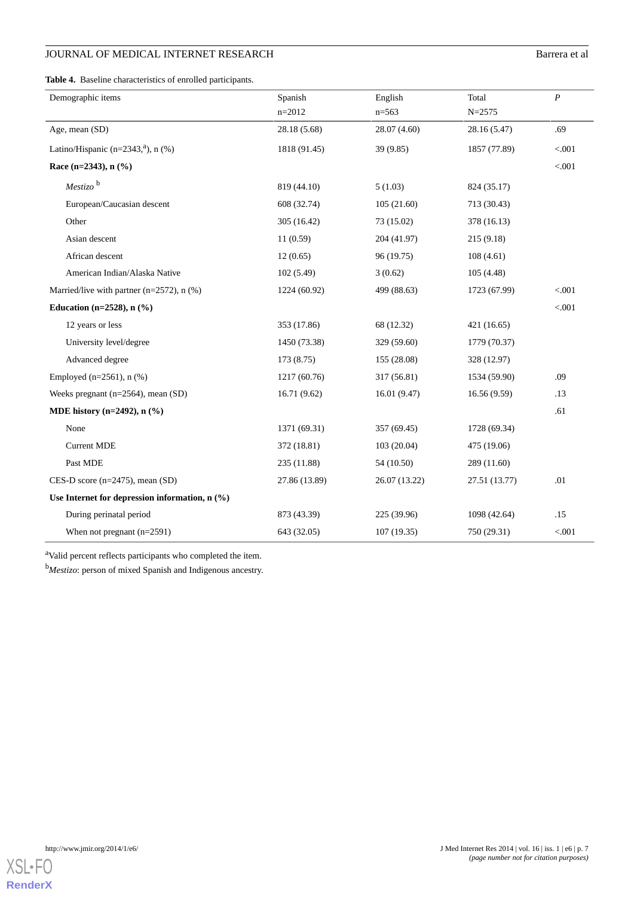**Table 4.** Baseline characteristics of enrolled participants.

| Demographic items | Spanish<br>n=2012 | English<br>n=563 | Total<br>N=2575 | *P* |
|---|---|---|---|---|
| Age, mean (SD) | 28.18 (5.68) | 28.07 (4.60) | 28.16 (5.47) | .69 |
| Latino/Hispanic (n=2343,[a]), n (%) | 1818 (91.45) | 39 (9.85) | 1857 (77.89) | <.001 |
| **Race (n=2343), n (%)** | | | | <.001 |
| *Mestizo* [b] | 819 (44.10) | 5 (1.03) | 824 (35.17) | |
| European/Caucasian descent | 608 (32.74) | 105 (21.60) | 713 (30.43) | |
| Other | 305 (16.42) | 73 (15.02) | 378 (16.13) | |
| Asian descent | 11 (0.59) | 204 (41.97) | 215 (9.18) | |
| African descent | 12 (0.65) | 96 (19.75) | 108 (4.61) | |
| American Indian/Alaska Native | 102 (5.49) | 3 (0.62) | 105 (4.48) | |
| Married/live with partner (n=2572), n (%) | 1224 (60.92) | 499 (88.63) | 1723 (67.99) | <.001 |
| **Education (n=2528), n (%)** | | | | <.001 |
| 12 years or less | 353 (17.86) | 68 (12.32) | 421 (16.65) | |
| University level/degree | 1450 (73.38) | 329 (59.60) | 1779 (70.37) | |
| Advanced degree | 173 (8.75) | 155 (28.08) | 328 (12.97) | |
| Employed (n=2561), n (%) | 1217 (60.76) | 317 (56.81) | 1534 (59.90) | .09 |
| Weeks pregnant (n=2564), mean (SD) | 16.71 (9.62) | 16.01 (9.47) | 16.56 (9.59) | .13 |
| **MDE history (n=2492), n (%)** | | | | .61 |
| None | 1371 (69.31) | 357 (69.45) | 1728 (69.34) | |
| Current MDE | 372 (18.81) | 103 (20.04) | 475 (19.06) | |
| Past MDE | 235 (11.88) | 54 (10.50) | 289 (11.60) | |
| CES-D score (n=2475), mean (SD) | 27.86 (13.89) | 26.07 (13.22) | 27.51 (13.77) | .01 |
| **Use Internet for depression information, n (%)** | | | | |
| During perinatal period | 873 (43.39) | 225 (39.96) | 1098 (42.64) | .15 |
| When not pregnant (n=2591) | 643 (32.05) | 107 (19.35) | 750 (29.31) | <.001 |

[a]Valid percent reflects participants who completed the item.

[b]*Mestizo*: person of mixed Spanish and Indigenous ancestry.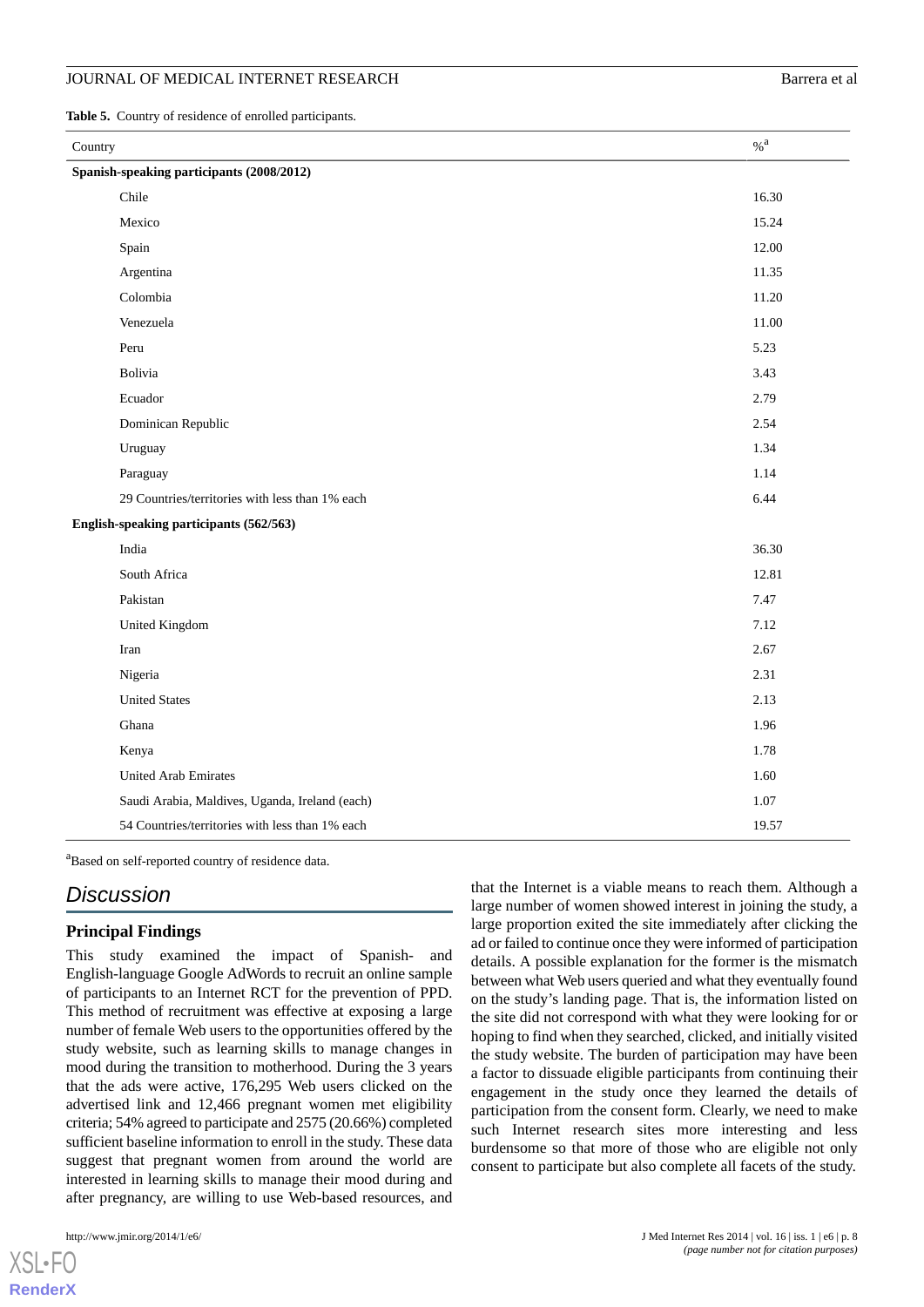**Table 5.** Country of residence of enrolled participants.

| Country | %[a] |
|---|---|
| **Spanish-speaking participants (2008/2012)** | |
| Chile | 16.30 |
| Mexico | 15.24 |
| Spain | 12.00 |
| Argentina | 11.35 |
| Colombia | 11.20 |
| Venezuela | 11.00 |
| Peru | 5.23 |
| Bolivia | 3.43 |
| Ecuador | 2.79 |
| Dominican Republic | 2.54 |
| Uruguay | 1.34 |
| Paraguay | 1.14 |
| 29 Countries/territories with less than 1% each | 6.44 |
| **English-speaking participants (562/563)** | |
| India | 36.30 |
| South Africa | 12.81 |
| Pakistan | 7.47 |
| United Kingdom | 7.12 |
| Iran | 2.67 |
| Nigeria | 2.31 |
| United States | 2.13 |
| Ghana | 1.96 |
| Kenya | 1.78 |
| United Arab Emirates | 1.60 |
| Saudi Arabia, Maldives, Uganda, Ireland (each) | 1.07 |
| 54 Countries/territories with less than 1% each | 19.57 |

[a]Based on self-reported country of residence data.

## Discussion

### Principal Findings

This study examined the impact of Spanish- and English-language Google AdWords to recruit an online sample of participants to an Internet RCT for the prevention of PPD. This method of recruitment was effective at exposing a large number of female Web users to the opportunities offered by the study website, such as learning skills to manage changes in mood during the transition to motherhood. During the 3 years that the ads were active, 176,295 Web users clicked on the advertised link and 12,466 pregnant women met eligibility criteria; 54% agreed to participate and 2575 (20.66%) completed sufficient baseline information to enroll in the study. These data suggest that pregnant women from around the world are interested in learning skills to manage their mood during and after pregnancy, are willing to use Web-based resources, and that the Internet is a viable means to reach them. Although a large number of women showed interest in joining the study, a large proportion exited the site immediately after clicking the ad or failed to continue once they were informed of participation details. A possible explanation for the former is the mismatch between what Web users queried and what they eventually found on the study's landing page. That is, the information listed on the site did not correspond with what they were looking for or hoping to find when they searched, clicked, and initially visited the study website. The burden of participation may have been a factor to dissuade eligible participants from continuing their engagement in the study once they learned the details of participation from the consent form. Clearly, we need to make such Internet research sites more interesting and less burdensome so that more of those who are eligible not only consent to participate but also complete all facets of the study.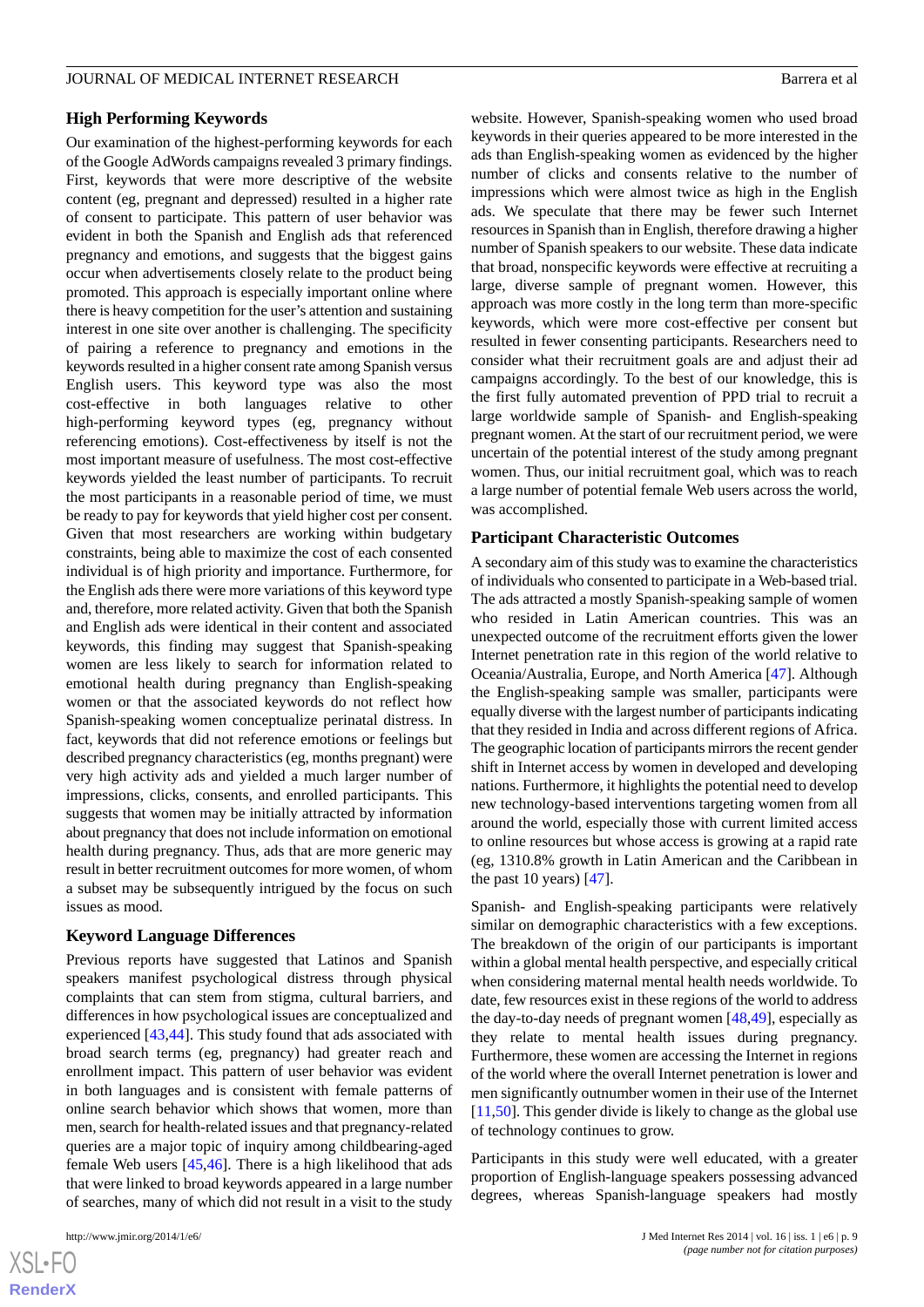### High Performing Keywords

Our examination of the highest-performing keywords for each of the Google AdWords campaigns revealed 3 primary findings. First, keywords that were more descriptive of the website content (eg, pregnant and depressed) resulted in a higher rate of consent to participate. This pattern of user behavior was evident in both the Spanish and English ads that referenced pregnancy and emotions, and suggests that the biggest gains occur when advertisements closely relate to the product being promoted. This approach is especially important online where there is heavy competition for the user's attention and sustaining interest in one site over another is challenging. The specificity of pairing a reference to pregnancy and emotions in the keywords resulted in a higher consent rate among Spanish versus English users. This keyword type was also the most cost-effective in both languages relative to other high-performing keyword types (eg, pregnancy without referencing emotions). Cost-effectiveness by itself is not the most important measure of usefulness. The most cost-effective keywords yielded the least number of participants. To recruit the most participants in a reasonable period of time, we must be ready to pay for keywords that yield higher cost per consent. Given that most researchers are working within budgetary constraints, being able to maximize the cost of each consented individual is of high priority and importance. Furthermore, for the English ads there were more variations of this keyword type and, therefore, more related activity. Given that both the Spanish and English ads were identical in their content and associated keywords, this finding may suggest that Spanish-speaking women are less likely to search for information related to emotional health during pregnancy than English-speaking women or that the associated keywords do not reflect how Spanish-speaking women conceptualize perinatal distress. In fact, keywords that did not reference emotions or feelings but described pregnancy characteristics (eg, months pregnant) were very high activity ads and yielded a much larger number of impressions, clicks, consents, and enrolled participants. This suggests that women may be initially attracted by information about pregnancy that does not include information on emotional health during pregnancy. Thus, ads that are more generic may result in better recruitment outcomes for more women, of whom a subset may be subsequently intrigued by the focus on such issues as mood.

### Keyword Language Differences

Previous reports have suggested that Latinos and Spanish speakers manifest psychological distress through physical complaints that can stem from stigma, cultural barriers, and differences in how psychological issues are conceptualized and experienced [43,44]. This study found that ads associated with broad search terms (eg, pregnancy) had greater reach and enrollment impact. This pattern of user behavior was evident in both languages and is consistent with female patterns of online search behavior which shows that women, more than men, search for health-related issues and that pregnancy-related queries are a major topic of inquiry among childbearing-aged female Web users [45,46]. There is a high likelihood that ads that were linked to broad keywords appeared in a large number of searches, many of which did not result in a visit to the study website. However, Spanish-speaking women who used broad keywords in their queries appeared to be more interested in the ads than English-speaking women as evidenced by the higher number of clicks and consents relative to the number of impressions which were almost twice as high in the English ads. We speculate that there may be fewer such Internet resources in Spanish than in English, therefore drawing a higher number of Spanish speakers to our website. These data indicate that broad, nonspecific keywords were effective at recruiting a large, diverse sample of pregnant women. However, this approach was more costly in the long term than more-specific keywords, which were more cost-effective per consent but resulted in fewer consenting participants. Researchers need to consider what their recruitment goals are and adjust their ad campaigns accordingly. To the best of our knowledge, this is the first fully automated prevention of PPD trial to recruit a large worldwide sample of Spanish- and English-speaking pregnant women. At the start of our recruitment period, we were uncertain of the potential interest of the study among pregnant women. Thus, our initial recruitment goal, which was to reach a large number of potential female Web users across the world, was accomplished.

### Participant Characteristic Outcomes

A secondary aim of this study was to examine the characteristics of individuals who consented to participate in a Web-based trial. The ads attracted a mostly Spanish-speaking sample of women who resided in Latin American countries. This was an unexpected outcome of the recruitment efforts given the lower Internet penetration rate in this region of the world relative to Oceania/Australia, Europe, and North America [47]. Although the English-speaking sample was smaller, participants were equally diverse with the largest number of participants indicating that they resided in India and across different regions of Africa. The geographic location of participants mirrors the recent gender shift in Internet access by women in developed and developing nations. Furthermore, it highlights the potential need to develop new technology-based interventions targeting women from all around the world, especially those with current limited access to online resources but whose access is growing at a rapid rate (eg, 1310.8% growth in Latin American and the Caribbean in the past 10 years) [47].

Spanish- and English-speaking participants were relatively similar on demographic characteristics with a few exceptions. The breakdown of the origin of our participants is important within a global mental health perspective, and especially critical when considering maternal mental health needs worldwide. To date, few resources exist in these regions of the world to address the day-to-day needs of pregnant women [48,49], especially as they relate to mental health issues during pregnancy. Furthermore, these women are accessing the Internet in regions of the world where the overall Internet penetration is lower and men significantly outnumber women in their use of the Internet [11,50]. This gender divide is likely to change as the global use of technology continues to grow.

Participants in this study were well educated, with a greater proportion of English-language speakers possessing advanced degrees, whereas Spanish-language speakers had mostly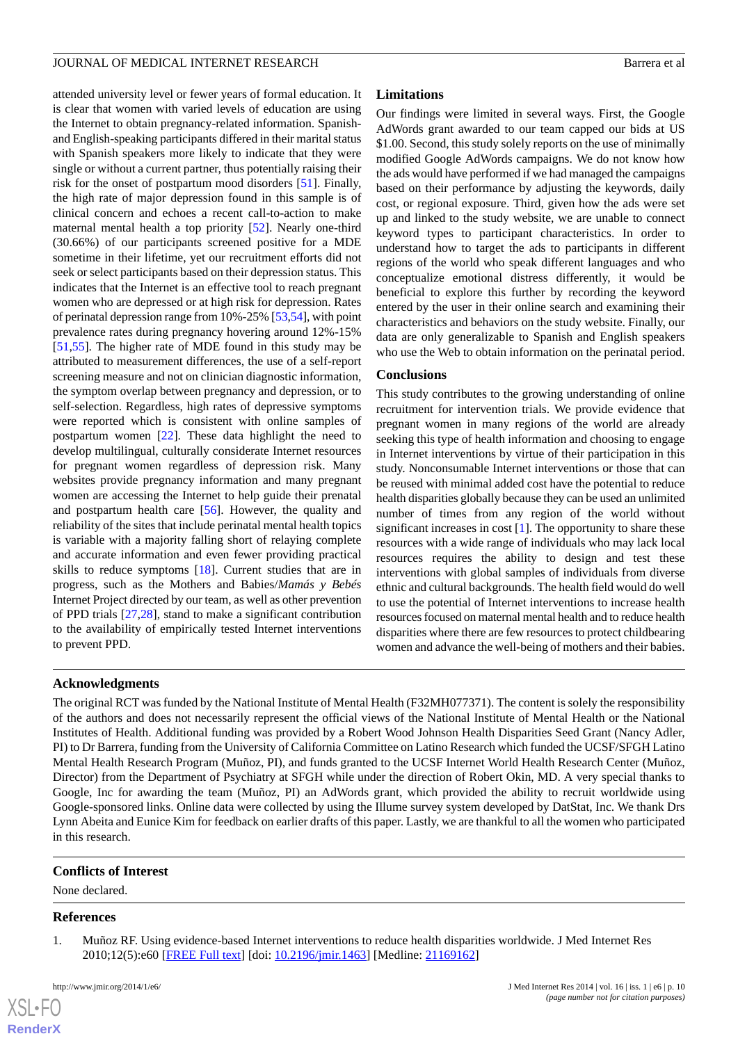attended university level or fewer years of formal education. It is clear that women with varied levels of education are using the Internet to obtain pregnancy-related information. Spanish- and English-speaking participants differed in their marital status with Spanish speakers more likely to indicate that they were single or without a current partner, thus potentially raising their risk for the onset of postpartum mood disorders [51]. Finally, the high rate of major depression found in this sample is of clinical concern and echoes a recent call-to-action to make maternal mental health a top priority [52]. Nearly one-third (30.66%) of our participants screened positive for a MDE sometime in their lifetime, yet our recruitment efforts did not seek or select participants based on their depression status. This indicates that the Internet is an effective tool to reach pregnant women who are depressed or at high risk for depression. Rates of perinatal depression range from 10%-25% [53,54], with point prevalence rates during pregnancy hovering around 12%-15% [51,55]. The higher rate of MDE found in this study may be attributed to measurement differences, the use of a self-report screening measure and not on clinician diagnostic information, the symptom overlap between pregnancy and depression, or to self-selection. Regardless, high rates of depressive symptoms were reported which is consistent with online samples of postpartum women [22]. These data highlight the need to develop multilingual, culturally considerate Internet resources for pregnant women regardless of depression risk. Many websites provide pregnancy information and many pregnant women are accessing the Internet to help guide their prenatal and postpartum health care [56]. However, the quality and reliability of the sites that include perinatal mental health topics is variable with a majority falling short of relaying complete and accurate information and even fewer providing practical skills to reduce symptoms [18]. Current studies that are in progress, such as the Mothers and Babies/*Mamás y Bebés* Internet Project directed by our team, as well as other prevention of PPD trials [27,28], stand to make a significant contribution to the availability of empirically tested Internet interventions to prevent PPD.

## Limitations

Our findings were limited in several ways. First, the Google AdWords grant awarded to our team capped our bids at US $1.00. Second, this study solely reports on the use of minimally modified Google AdWords campaigns. We do not know how the ads would have performed if we had managed the campaigns based on their performance by adjusting the keywords, daily cost, or regional exposure. Third, given how the ads were set up and linked to the study website, we are unable to connect keyword types to participant characteristics. In order to understand how to target the ads to participants in different regions of the world who speak different languages and who conceptualize emotional distress differently, it would be beneficial to explore this further by recording the keyword entered by the user in their online search and examining their characteristics and behaviors on the study website. Finally, our data are only generalizable to Spanish and English speakers who use the Web to obtain information on the perinatal period.

## Conclusions

This study contributes to the growing understanding of online recruitment for intervention trials. We provide evidence that pregnant women in many regions of the world are already seeking this type of health information and choosing to engage in Internet interventions by virtue of their participation in this study. Nonconsumable Internet interventions or those that can be reused with minimal added cost have the potential to reduce health disparities globally because they can be used an unlimited number of times from any region of the world without significant increases in cost [1]. The opportunity to share these resources with a wide range of individuals who may lack local resources requires the ability to design and test these interventions with global samples of individuals from diverse ethnic and cultural backgrounds. The health field would do well to use the potential of Internet interventions to increase health resources focused on maternal mental health and to reduce health disparities where there are few resources to protect childbearing women and advance the well-being of mothers and their babies.

## Acknowledgments

The original RCT was funded by the National Institute of Mental Health (F32MH077371). The content is solely the responsibility of the authors and does not necessarily represent the official views of the National Institute of Mental Health or the National Institutes of Health. Additional funding was provided by a Robert Wood Johnson Health Disparities Seed Grant (Nancy Adler, PI) to Dr Barrera, funding from the University of California Committee on Latino Research which funded the UCSF/SFGH Latino Mental Health Research Program (Muñoz, PI), and funds granted to the UCSF Internet World Health Research Center (Muñoz, Director) from the Department of Psychiatry at SFGH while under the direction of Robert Okin, MD. A very special thanks to Google, Inc for awarding the team (Muñoz, PI) an AdWords grant, which provided the ability to recruit worldwide using Google-sponsored links. Online data were collected by using the Illume survey system developed by DatStat, Inc. We thank Drs Lynn Abeita and Eunice Kim for feedback on earlier drafts of this paper. Lastly, we are thankful to all the women who participated in this research.

## Conflicts of Interest

None declared.

## References

1. Muñoz RF. Using evidence-based Internet interventions to reduce health disparities worldwide. J Med Internet Res 2010;12(5):e60 [FREE Full text] [doi: 10.2196/jmir.1463] [Medline: 21169162]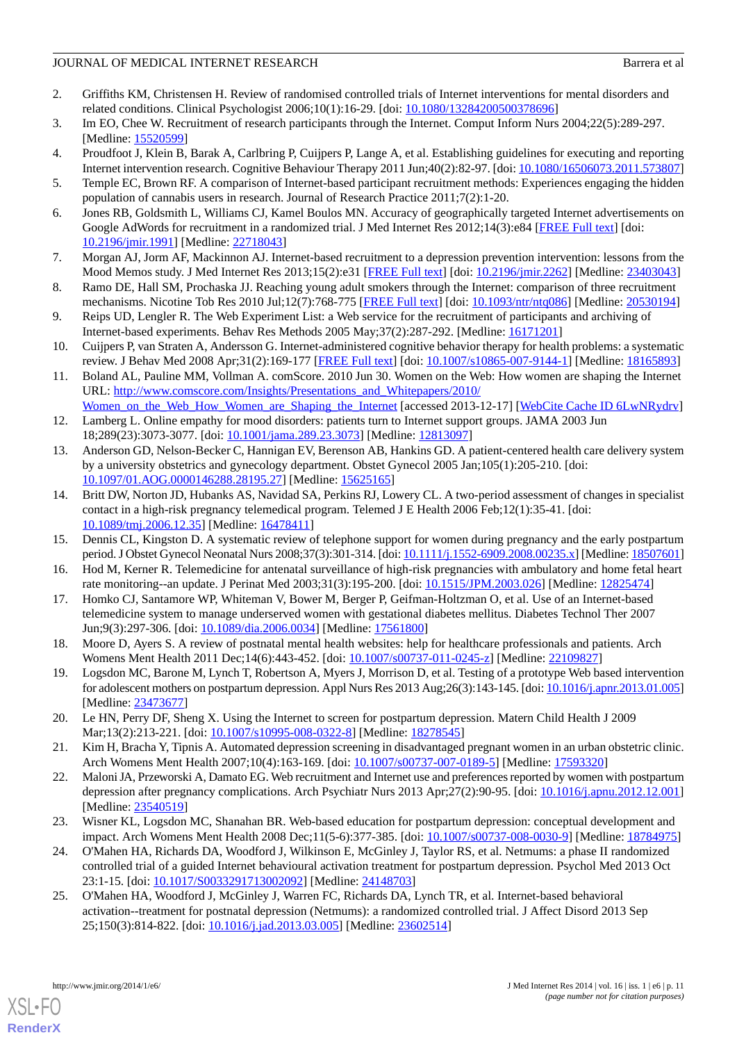2. Griffiths KM, Christensen H. Review of randomised controlled trials of Internet interventions for mental disorders and related conditions. Clinical Psychologist 2006;10(1):16-29. [doi: 10.1080/13284200500378696]
3. Im EO, Chee W. Recruitment of research participants through the Internet. Comput Inform Nurs 2004;22(5):289-297. [Medline: 15520599]
4. Proudfoot J, Klein B, Barak A, Carlbring P, Cuijpers P, Lange A, et al. Establishing guidelines for executing and reporting Internet intervention research. Cognitive Behaviour Therapy 2011 Jun;40(2):82-97. [doi: 10.1080/16506073.2011.573807]
5. Temple EC, Brown RF. A comparison of Internet-based participant recruitment methods: Experiences engaging the hidden population of cannabis users in research. Journal of Research Practice 2011;7(2):1-20.
6. Jones RB, Goldsmith L, Williams CJ, Kamel Boulos MN. Accuracy of geographically targeted Internet advertisements on Google AdWords for recruitment in a randomized trial. J Med Internet Res 2012;14(3):e84 [FREE Full text] [doi: 10.2196/jmir.1991] [Medline: 22718043]
7. Morgan AJ, Jorm AF, Mackinnon AJ. Internet-based recruitment to a depression prevention intervention: lessons from the Mood Memos study. J Med Internet Res 2013;15(2):e31 [FREE Full text] [doi: 10.2196/jmir.2262] [Medline: 23403043]
8. Ramo DE, Hall SM, Prochaska JJ. Reaching young adult smokers through the Internet: comparison of three recruitment mechanisms. Nicotine Tob Res 2010 Jul;12(7):768-775 [FREE Full text] [doi: 10.1093/ntr/ntq086] [Medline: 20530194]
9. Reips UD, Lengler R. The Web Experiment List: a Web service for the recruitment of participants and archiving of Internet-based experiments. Behav Res Methods 2005 May;37(2):287-292. [Medline: 16171201]
10. Cuijpers P, van Straten A, Andersson G. Internet-administered cognitive behavior therapy for health problems: a systematic review. J Behav Med 2008 Apr;31(2):169-177 [FREE Full text] [doi: 10.1007/s10865-007-9144-1] [Medline: 18165893]
11. Boland AL, Pauline MM, Vollman A. comScore. 2010 Jun 30. Women on the Web: How women are shaping the Internet URL: http://www.comscore.com/Insights/Presentations_and_Whitepapers/2010/Women_on_the_Web_How_Women_are_Shaping_the_Internet [accessed 2013-12-17] [WebCite Cache ID 6LwNRydrv]
12. Lamberg L. Online empathy for mood disorders: patients turn to Internet support groups. JAMA 2003 Jun 18;289(23):3073-3077. [doi: 10.1001/jama.289.23.3073] [Medline: 12813097]
13. Anderson GD, Nelson-Becker C, Hannigan EV, Berenson AB, Hankins GD. A patient-centered health care delivery system by a university obstetrics and gynecology department. Obstet Gynecol 2005 Jan;105(1):205-210. [doi: 10.1097/01.AOG.0000146288.28195.27] [Medline: 15625165]
14. Britt DW, Norton JD, Hubanks AS, Navidad SA, Perkins RJ, Lowery CL. A two-period assessment of changes in specialist contact in a high-risk pregnancy telemedical program. Telemed J E Health 2006 Feb;12(1):35-41. [doi: 10.1089/tmj.2006.12.35] [Medline: 16478411]
15. Dennis CL, Kingston D. A systematic review of telephone support for women during pregnancy and the early postpartum period. J Obstet Gynecol Neonatal Nurs 2008;37(3):301-314. [doi: 10.1111/j.1552-6909.2008.00235.x] [Medline: 18507601]
16. Hod M, Kerner R. Telemedicine for antenatal surveillance of high-risk pregnancies with ambulatory and home fetal heart rate monitoring--an update. J Perinat Med 2003;31(3):195-200. [doi: 10.1515/JPM.2003.026] [Medline: 12825474]
17. Homko CJ, Santamore WP, Whiteman V, Bower M, Berger P, Geifman-Holtzman O, et al. Use of an Internet-based telemedicine system to manage underserved women with gestational diabetes mellitus. Diabetes Technol Ther 2007 Jun;9(3):297-306. [doi: 10.1089/dia.2006.0034] [Medline: 17561800]
18. Moore D, Ayers S. A review of postnatal mental health websites: help for healthcare professionals and patients. Arch Womens Ment Health 2011 Dec;14(6):443-452. [doi: 10.1007/s00737-011-0245-z] [Medline: 22109827]
19. Logsdon MC, Barone M, Lynch T, Robertson A, Myers J, Morrison D, et al. Testing of a prototype Web based intervention for adolescent mothers on postpartum depression. Appl Nurs Res 2013 Aug;26(3):143-145. [doi: 10.1016/j.apnr.2013.01.005] [Medline: 23473677]
20. Le HN, Perry DF, Sheng X. Using the Internet to screen for postpartum depression. Matern Child Health J 2009 Mar;13(2):213-221. [doi: 10.1007/s10995-008-0322-8] [Medline: 18278545]
21. Kim H, Bracha Y, Tipnis A. Automated depression screening in disadvantaged pregnant women in an urban obstetric clinic. Arch Womens Ment Health 2007;10(4):163-169. [doi: 10.1007/s00737-007-0189-5] [Medline: 17593320]
22. Maloni JA, Przeworski A, Damato EG. Web recruitment and Internet use and preferences reported by women with postpartum depression after pregnancy complications. Arch Psychiatr Nurs 2013 Apr;27(2):90-95. [doi: 10.1016/j.apnu.2012.12.001] [Medline: 23540519]
23. Wisner KL, Logsdon MC, Shanahan BR. Web-based education for postpartum depression: conceptual development and impact. Arch Womens Ment Health 2008 Dec;11(5-6):377-385. [doi: 10.1007/s00737-008-0030-9] [Medline: 18784975]
24. O'Mahen HA, Richards DA, Woodford J, Wilkinson E, McGinley J, Taylor RS, et al. Netmums: a phase II randomized controlled trial of a guided Internet behavioural activation treatment for postpartum depression. Psychol Med 2013 Oct 23:1-15. [doi: 10.1017/S0033291713002092] [Medline: 24148703]
25. O'Mahen HA, Woodford J, McGinley J, Warren FC, Richards DA, Lynch TR, et al. Internet-based behavioral activation--treatment for postnatal depression (Netmums): a randomized controlled trial. J Affect Disord 2013 Sep 25;150(3):814-822. [doi: 10.1016/j.jad.2013.03.005] [Medline: 23602514]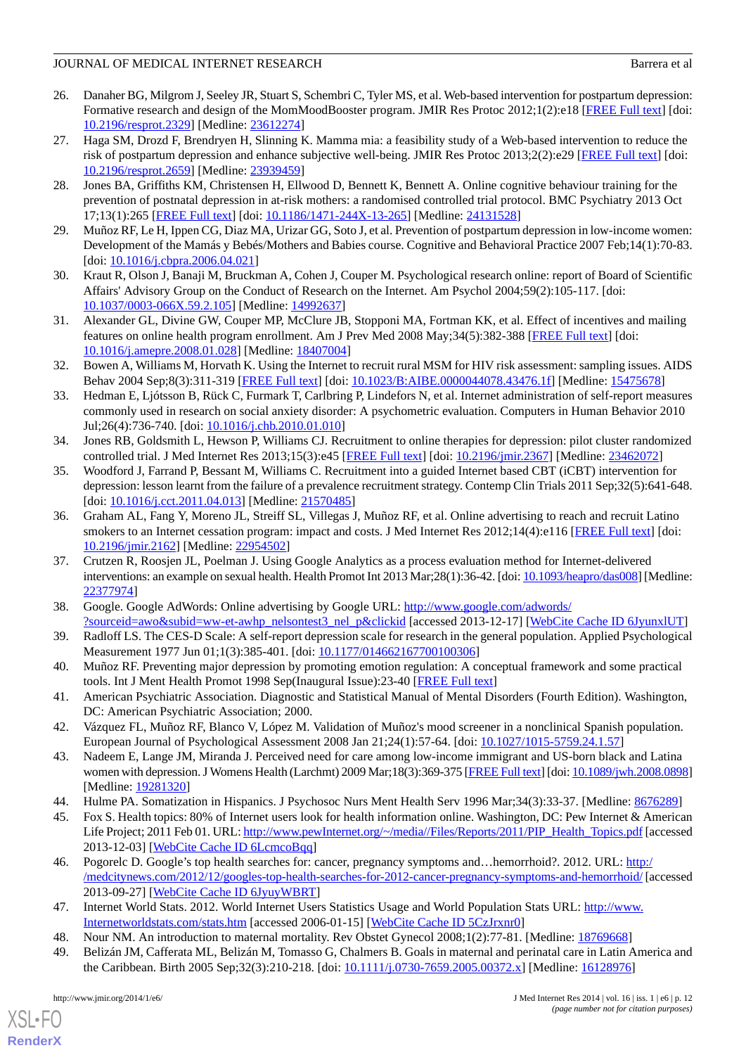26. Danaher BG, Milgrom J, Seeley JR, Stuart S, Schembri C, Tyler MS, et al. Web-based intervention for postpartum depression: Formative research and design of the MomMoodBooster program. JMIR Res Protoc 2012;1(2):e18 [FREE Full text] [doi: 10.2196/resprot.2329] [Medline: 23612274]
27. Haga SM, Drozd F, Brendryen H, Slinning K. Mamma mia: a feasibility study of a Web-based intervention to reduce the risk of postpartum depression and enhance subjective well-being. JMIR Res Protoc 2013;2(2):e29 [FREE Full text] [doi: 10.2196/resprot.2659] [Medline: 23939459]
28. Jones BA, Griffiths KM, Christensen H, Ellwood D, Bennett K, Bennett A. Online cognitive behaviour training for the prevention of postnatal depression in at-risk mothers: a randomised controlled trial protocol. BMC Psychiatry 2013 Oct 17;13(1):265 [FREE Full text] [doi: 10.1186/1471-244X-13-265] [Medline: 24131528]
29. Muñoz RF, Le H, Ippen CG, Diaz MA, Urizar GG, Soto J, et al. Prevention of postpartum depression in low-income women: Development of the Mamás y Bebés/Mothers and Babies course. Cognitive and Behavioral Practice 2007 Feb;14(1):70-83. [doi: 10.1016/j.cbpra.2006.04.021]
30. Kraut R, Olson J, Banaji M, Bruckman A, Cohen J, Couper M. Psychological research online: report of Board of Scientific Affairs' Advisory Group on the Conduct of Research on the Internet. Am Psychol 2004;59(2):105-117. [doi: 10.1037/0003-066X.59.2.105] [Medline: 14992637]
31. Alexander GL, Divine GW, Couper MP, McClure JB, Stopponi MA, Fortman KK, et al. Effect of incentives and mailing features on online health program enrollment. Am J Prev Med 2008 May;34(5):382-388 [FREE Full text] [doi: 10.1016/j.amepre.2008.01.028] [Medline: 18407004]
32. Bowen A, Williams M, Horvath K. Using the Internet to recruit rural MSM for HIV risk assessment: sampling issues. AIDS Behav 2004 Sep;8(3):311-319 [FREE Full text] [doi: 10.1023/B:AIBE.0000044078.43476.1f] [Medline: 15475678]
33. Hedman E, Ljótsson B, Rück C, Furmark T, Carlbring P, Lindefors N, et al. Internet administration of self-report measures commonly used in research on social anxiety disorder: A psychometric evaluation. Computers in Human Behavior 2010 Jul;26(4):736-740. [doi: 10.1016/j.chb.2010.01.010]
34. Jones RB, Goldsmith L, Hewson P, Williams CJ. Recruitment to online therapies for depression: pilot cluster randomized controlled trial. J Med Internet Res 2013;15(3):e45 [FREE Full text] [doi: 10.2196/jmir.2367] [Medline: 23462072]
35. Woodford J, Farrand P, Bessant M, Williams C. Recruitment into a guided Internet based CBT (iCBT) intervention for depression: lesson learnt from the failure of a prevalence recruitment strategy. Contemp Clin Trials 2011 Sep;32(5):641-648. [doi: 10.1016/j.cct.2011.04.013] [Medline: 21570485]
36. Graham AL, Fang Y, Moreno JL, Streiff SL, Villegas J, Muñoz RF, et al. Online advertising to reach and recruit Latino smokers to an Internet cessation program: impact and costs. J Med Internet Res 2012;14(4):e116 [FREE Full text] [doi: 10.2196/jmir.2162] [Medline: 22954502]
37. Crutzen R, Roosjen JL, Poelman J. Using Google Analytics as a process evaluation method for Internet-delivered interventions: an example on sexual health. Health Promot Int 2013 Mar;28(1):36-42. [doi: 10.1093/heapro/das008] [Medline: 22377974]
38. Google. Google AdWords: Online advertising by Google URL: http://www.google.com/adwords/?sourceid=awo&subid=ww-et-awhp_nelsontest3_nel_p&clickid [accessed 2013-12-17] [WebCite Cache ID 6JyunxlUT]
39. Radloff LS. The CES-D Scale: A self-report depression scale for research in the general population. Applied Psychological Measurement 1977 Jun 01;1(3):385-401. [doi: 10.1177/014662167700100306]
40. Muñoz RF. Preventing major depression by promoting emotion regulation: A conceptual framework and some practical tools. Int J Ment Health Promot 1998 Sep(Inaugural Issue):23-40 [FREE Full text]
41. American Psychiatric Association. Diagnostic and Statistical Manual of Mental Disorders (Fourth Edition). Washington, DC: American Psychiatric Association; 2000.
42. Vázquez FL, Muñoz RF, Blanco V, López M. Validation of Muñoz's mood screener in a nonclinical Spanish population. European Journal of Psychological Assessment 2008 Jan 21;24(1):57-64. [doi: 10.1027/1015-5759.24.1.57]
43. Nadeem E, Lange JM, Miranda J. Perceived need for care among low-income immigrant and US-born black and Latina women with depression. J Womens Health (Larchmt) 2009 Mar;18(3):369-375 [FREE Full text] [doi: 10.1089/jwh.2008.0898] [Medline: 19281320]
44. Hulme PA. Somatization in Hispanics. J Psychosoc Nurs Ment Health Serv 1996 Mar;34(3):33-37. [Medline: 8676289]
45. Fox S. Health topics: 80% of Internet users look for health information online. Washington, DC: Pew Internet & American Life Project; 2011 Feb 01. URL: http://www.pewInternet.org/~/media//Files/Reports/2011/PIP_Health_Topics.pdf [accessed 2013-12-03] [WebCite Cache ID 6LcmcoBqq]
46. Pogorelc D. Google's top health searches for: cancer, pregnancy symptoms and…hemorrhoid?. 2012. URL: http://medcitynews.com/2012/12/googles-top-health-searches-for-2012-cancer-pregnancy-symptoms-and-hemorrhoid/ [accessed 2013-09-27] [WebCite Cache ID 6JyuyWBRT]
47. Internet World Stats. 2012. World Internet Users Statistics Usage and World Population Stats URL: http://www.Internetworldstats.com/stats.htm [accessed 2006-01-15] [WebCite Cache ID 5CzJrxnr0]
48. Nour NM. An introduction to maternal mortality. Rev Obstet Gynecol 2008;1(2):77-81. [Medline: 18769668]
49. Belizán JM, Cafferata ML, Belizán M, Tomasso G, Chalmers B. Goals in maternal and perinatal care in Latin America and the Caribbean. Birth 2005 Sep;32(3):210-218. [doi: 10.1111/j.0730-7659.2005.00372.x] [Medline: 16128976]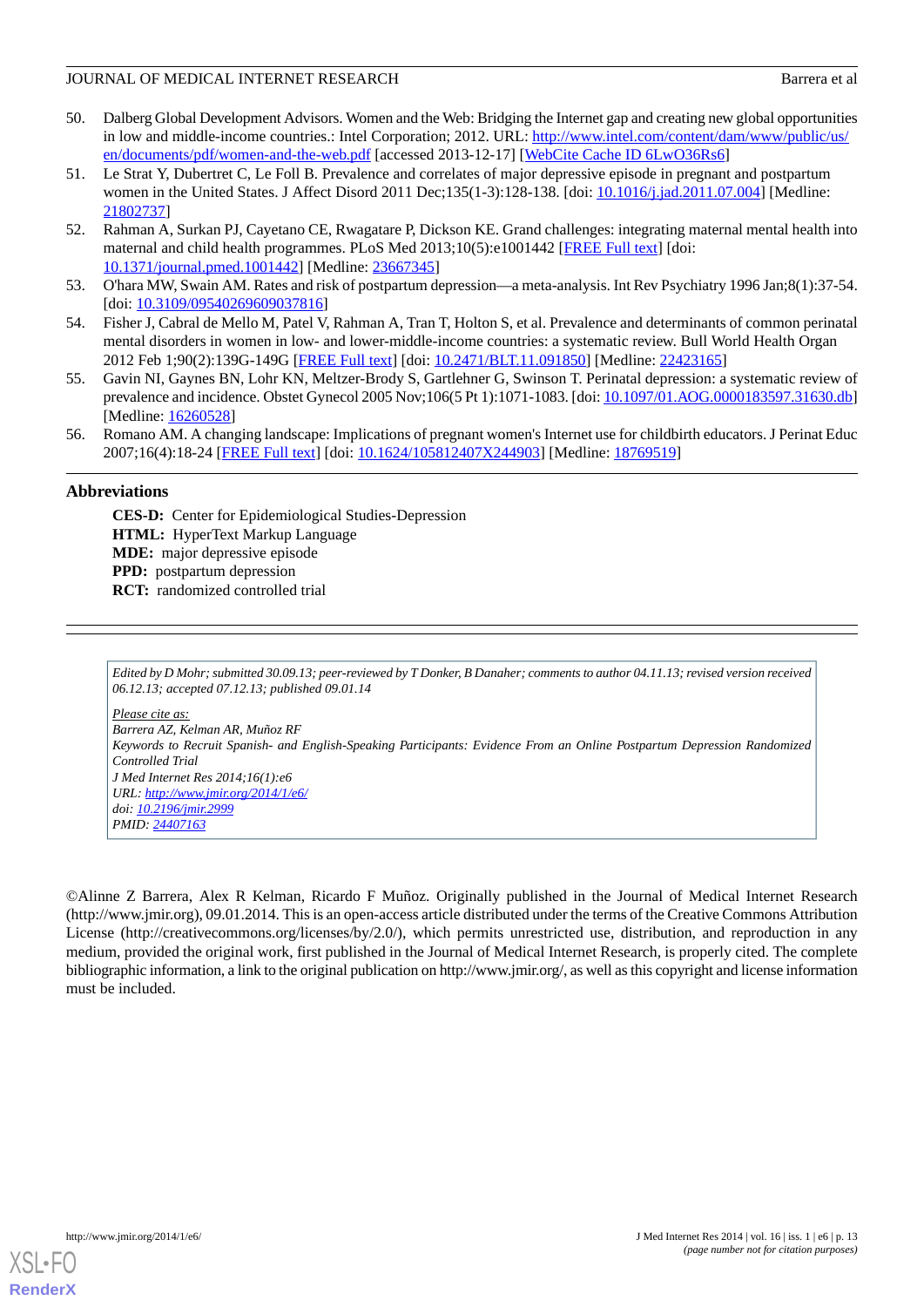50. Dalberg Global Development Advisors. Women and the Web: Bridging the Internet gap and creating new global opportunities in low and middle-income countries.: Intel Corporation; 2012. URL: http://www.intel.com/content/dam/www/public/us/en/documents/pdf/women-and-the-web.pdf [accessed 2013-12-17] [WebCite Cache ID 6LwO36Rs6]
51. Le Strat Y, Dubertret C, Le Foll B. Prevalence and correlates of major depressive episode in pregnant and postpartum women in the United States. J Affect Disord 2011 Dec;135(1-3):128-138. [doi: 10.1016/j.jad.2011.07.004] [Medline: 21802737]
52. Rahman A, Surkan PJ, Cayetano CE, Rwagatare P, Dickson KE. Grand challenges: integrating maternal mental health into maternal and child health programmes. PLoS Med 2013;10(5):e1001442 [FREE Full text] [doi: 10.1371/journal.pmed.1001442] [Medline: 23667345]
53. O'hara MW, Swain AM. Rates and risk of postpartum depression—a meta-analysis. Int Rev Psychiatry 1996 Jan;8(1):37-54. [doi: 10.3109/09540269609037816]
54. Fisher J, Cabral de Mello M, Patel V, Rahman A, Tran T, Holton S, et al. Prevalence and determinants of common perinatal mental disorders in women in low- and lower-middle-income countries: a systematic review. Bull World Health Organ 2012 Feb 1;90(2):139G-149G [FREE Full text] [doi: 10.2471/BLT.11.091850] [Medline: 22423165]
55. Gavin NI, Gaynes BN, Lohr KN, Meltzer-Brody S, Gartlehner G, Swinson T. Perinatal depression: a systematic review of prevalence and incidence. Obstet Gynecol 2005 Nov;106(5 Pt 1):1071-1083. [doi: 10.1097/01.AOG.0000183597.31630.db] [Medline: 16260528]
56. Romano AM. A changing landscape: Implications of pregnant women's Internet use for childbirth educators. J Perinat Educ 2007;16(4):18-24 [FREE Full text] [doi: 10.1624/105812407X244903] [Medline: 18769519]

## Abbreviations

**CES-D:** Center for Epidemiological Studies-Depression
**HTML:** HyperText Markup Language
**MDE:** major depressive episode
**PPD:** postpartum depression
**RCT:** randomized controlled trial

---

*Edited by D Mohr; submitted 30.09.13; peer-reviewed by T Donker, B Danaher; comments to author 04.11.13; revised version received 06.12.13; accepted 07.12.13; published 09.01.14*

*Please cite as:*
*Barrera AZ, Kelman AR, Muñoz RF*
*Keywords to Recruit Spanish- and English-Speaking Participants: Evidence From an Online Postpartum Depression Randomized Controlled Trial*
*J Med Internet Res 2014;16(1):e6*
*URL: http://www.jmir.org/2014/1/e6/*
*doi: 10.2196/jmir.2999*
*PMID: 24407163*

©Alinne Z Barrera, Alex R Kelman, Ricardo F Muñoz. Originally published in the Journal of Medical Internet Research (http://www.jmir.org), 09.01.2014. This is an open-access article distributed under the terms of the Creative Commons Attribution License (http://creativecommons.org/licenses/by/2.0/), which permits unrestricted use, distribution, and reproduction in any medium, provided the original work, first published in the Journal of Medical Internet Research, is properly cited. The complete bibliographic information, a link to the original publication on http://www.jmir.org/, as well as this copyright and license information must be included.